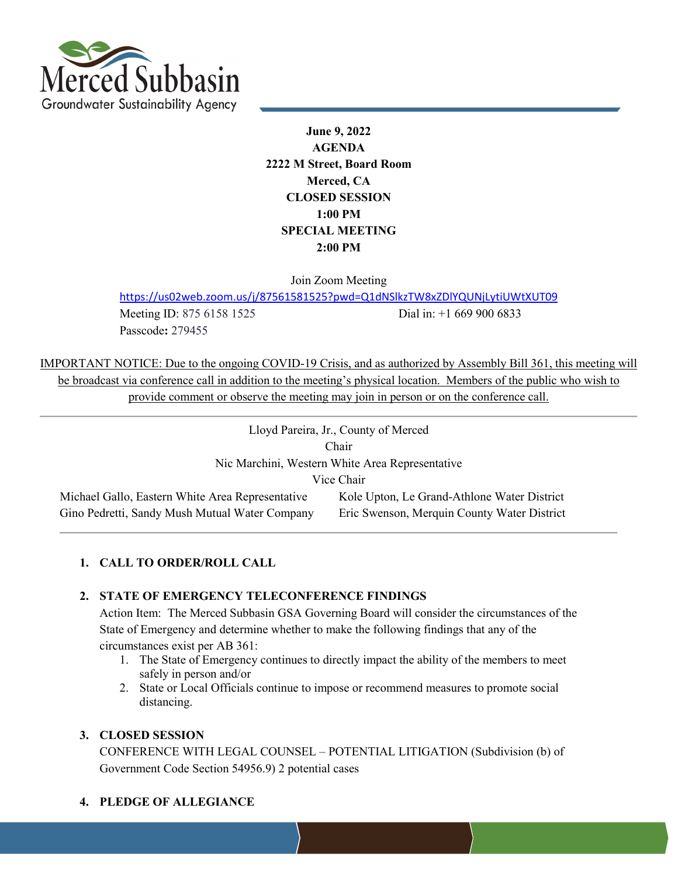Merced Subbasin
Groundwater Sustainability Agency

**June 9, 2022**
**AGENDA**
**2222 M Street, Board Room**
**Merced, CA**
**CLOSED SESSION**
**1:00 PM**
**SPECIAL MEETING**
**2:00 PM**

Join Zoom Meeting
https://us02web.zoom.us/j/87561581525?pwd=Q1dNSlkzTW8xZDlYQUNjLytiUWtXUT09
Meeting ID: 875 6158 1525 Dial in: +1 669 900 6833
Passcode**:** 279455

IMPORTANT NOTICE: Due to the ongoing COVID-19 Crisis, and as authorized by Assembly Bill 361, this meeting will be broadcast via conference call in addition to the meeting's physical location. Members of the public who wish to provide comment or observe the meeting may join in person or on the conference call.

---

Lloyd Pareira, Jr., County of Merced
Chair
Nic Marchini, Western White Area Representative
Vice Chair

Michael Gallo, Eastern White Area Representative
Gino Pedretti, Sandy Mush Mutual Water Company
Kole Upton, Le Grand-Athlone Water District
Eric Swenson, Merquin County Water District

---

1. **CALL TO ORDER/ROLL CALL**

2. **STATE OF EMERGENCY TELECONFERENCE FINDINGS**
   Action Item: The Merced Subbasin GSA Governing Board will consider the circumstances of the State of Emergency and determine whether to make the following findings that any of the circumstances exist per AB 361:
   1. The State of Emergency continues to directly impact the ability of the members to meet safely in person and/or
   2. State or Local Officials continue to impose or recommend measures to promote social distancing.

3. **CLOSED SESSION**
   CONFERENCE WITH LEGAL COUNSEL – POTENTIAL LITIGATION (Subdivision (b) of Government Code Section 54956.9) 2 potential cases

4. **PLEDGE OF ALLEGIANCE**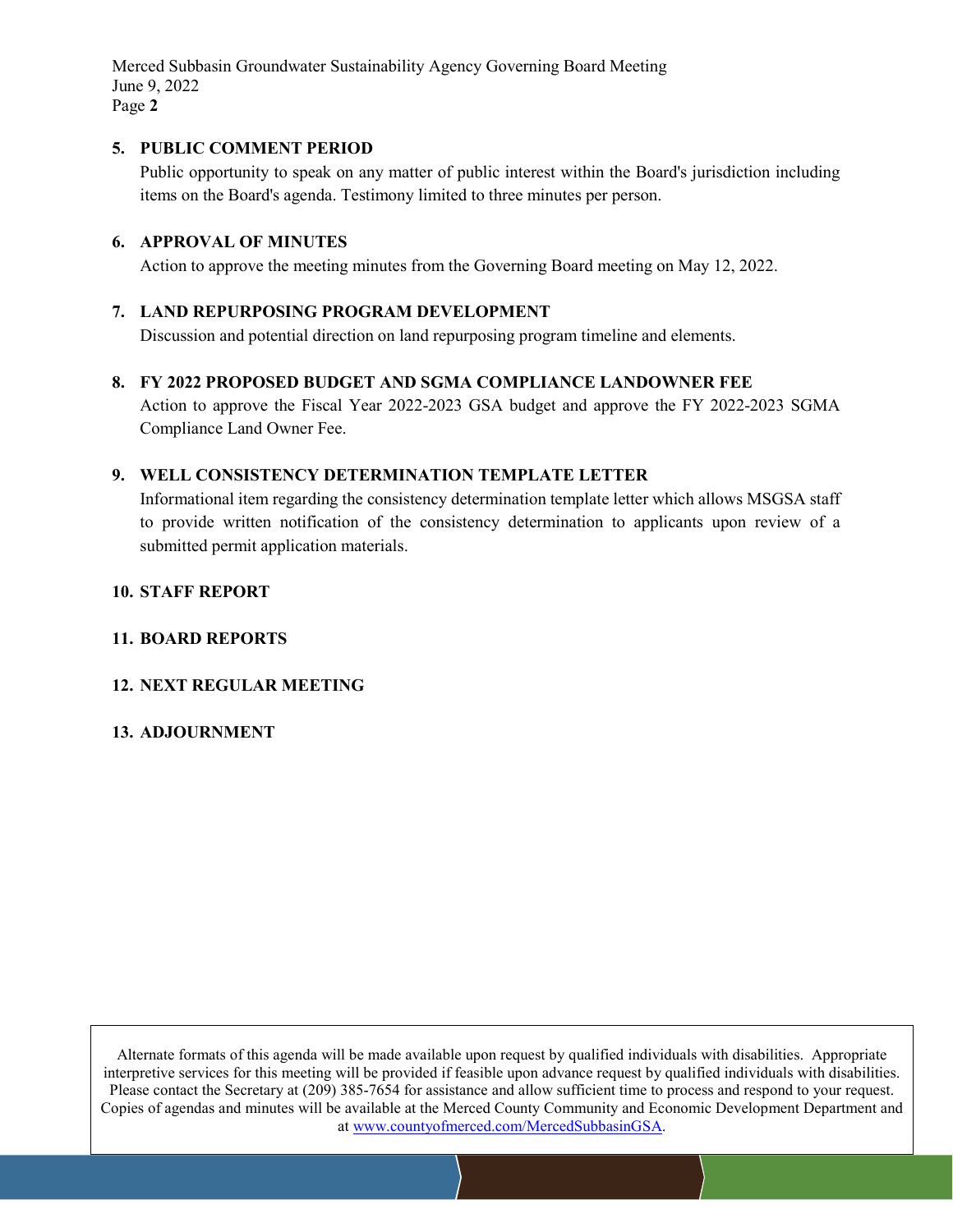## 5. PUBLIC COMMENT PERIOD

Public opportunity to speak on any matter of public interest within the Board's jurisdiction including items on the Board's agenda. Testimony limited to three minutes per person.

## 6. APPROVAL OF MINUTES

Action to approve the meeting minutes from the Governing Board meeting on May 12, 2022.

## 7. LAND REPURPOSING PROGRAM DEVELOPMENT

Discussion and potential direction on land repurposing program timeline and elements.

## 8. FY 2022 PROPOSED BUDGET AND SGMA COMPLIANCE LANDOWNER FEE

Action to approve the Fiscal Year 2022-2023 GSA budget and approve the FY 2022-2023 SGMA Compliance Land Owner Fee.

## 9. WELL CONSISTENCY DETERMINATION TEMPLATE LETTER

Informational item regarding the consistency determination template letter which allows MSGSA staff to provide written notification of the consistency determination to applicants upon review of a submitted permit application materials.

## 10. STAFF REPORT

## 11. BOARD REPORTS

## 12. NEXT REGULAR MEETING

## 13. ADJOURNMENT

Alternate formats of this agenda will be made available upon request by qualified individuals with disabilities. Appropriate interpretive services for this meeting will be provided if feasible upon advance request by qualified individuals with disabilities. Please contact the Secretary at (209) 385-7654 for assistance and allow sufficient time to process and respond to your request. Copies of agendas and minutes will be available at the Merced County Community and Economic Development Department and at www.countyofmerced.com/MercedSubbasinGSA.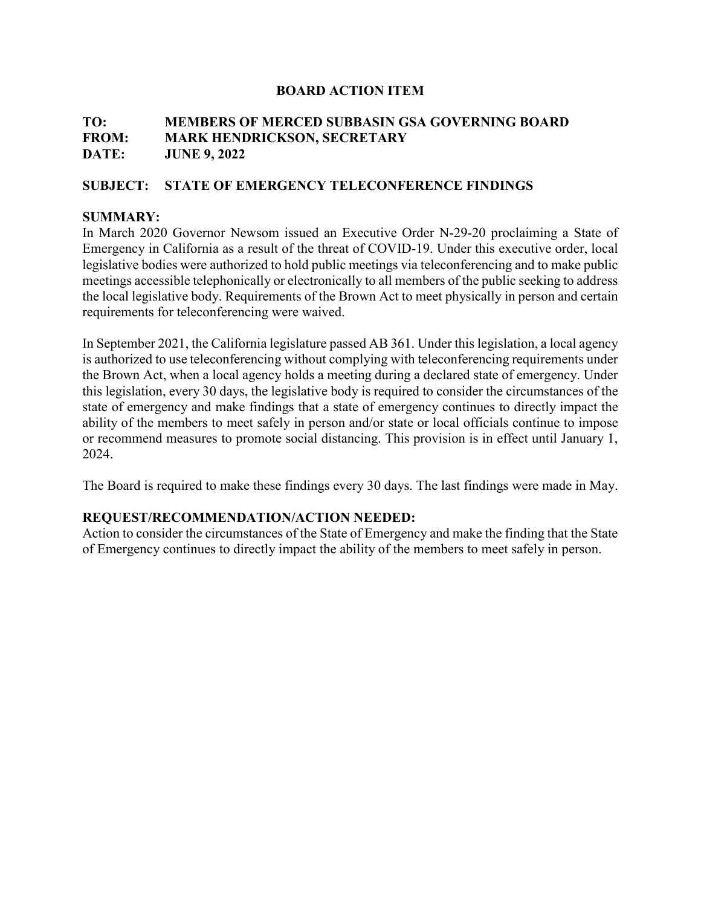# BOARD ACTION ITEM

**TO:** MEMBERS OF MERCED SUBBASIN GSA GOVERNING BOARD
**FROM:** MARK HENDRICKSON, SECRETARY
**DATE:** JUNE 9, 2022

**SUBJECT: STATE OF EMERGENCY TELECONFERENCE FINDINGS**

**SUMMARY:**
In March 2020 Governor Newsom issued an Executive Order N-29-20 proclaiming a State of Emergency in California as a result of the threat of COVID-19. Under this executive order, local legislative bodies were authorized to hold public meetings via teleconferencing and to make public meetings accessible telephonically or electronically to all members of the public seeking to address the local legislative body. Requirements of the Brown Act to meet physically in person and certain requirements for teleconferencing were waived.

In September 2021, the California legislature passed AB 361. Under this legislation, a local agency is authorized to use teleconferencing without complying with teleconferencing requirements under the Brown Act, when a local agency holds a meeting during a declared state of emergency. Under this legislation, every 30 days, the legislative body is required to consider the circumstances of the state of emergency and make findings that a state of emergency continues to directly impact the ability of the members to meet safely in person and/or state or local officials continue to impose or recommend measures to promote social distancing. This provision is in effect until January 1, 2024.

The Board is required to make these findings every 30 days. The last findings were made in May.

**REQUEST/RECOMMENDATION/ACTION NEEDED:**
Action to consider the circumstances of the State of Emergency and make the finding that the State of Emergency continues to directly impact the ability of the members to meet safely in person.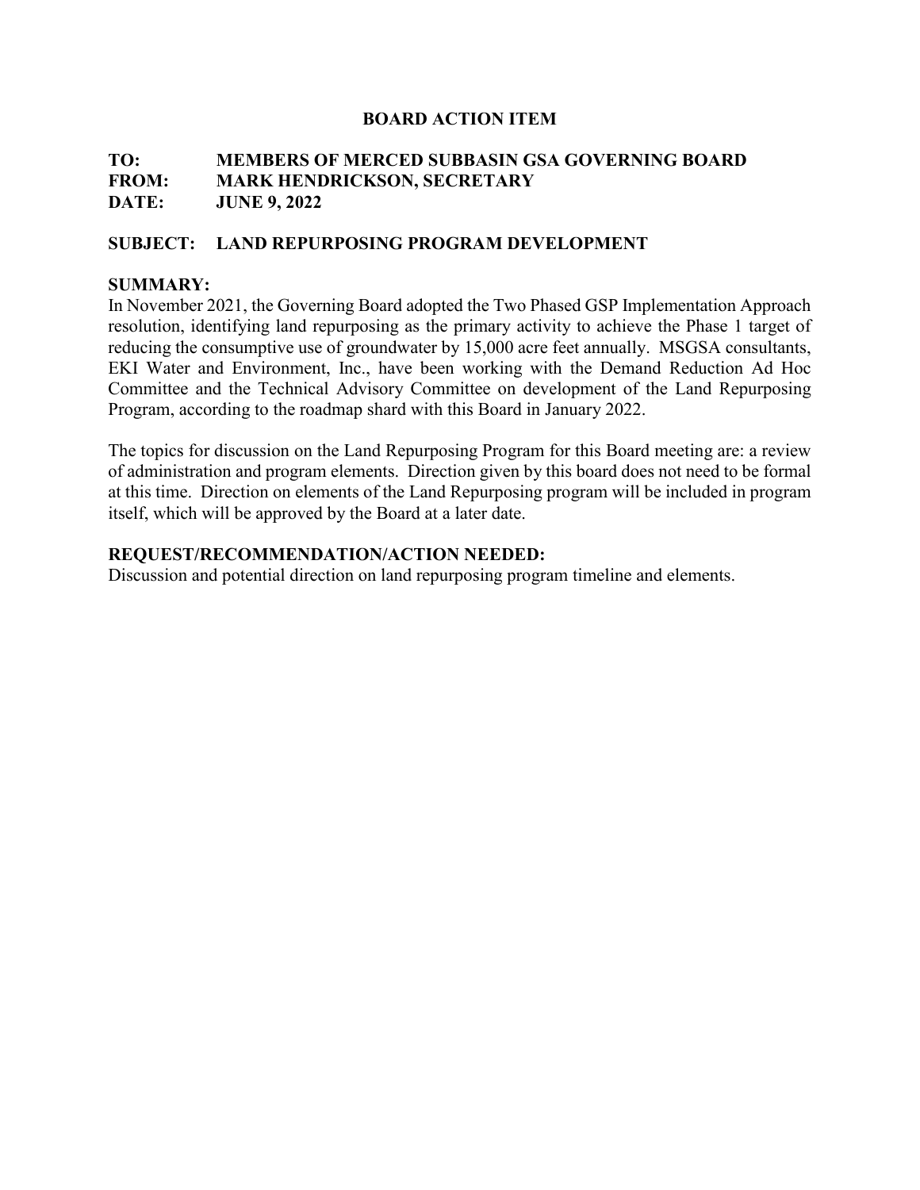## BOARD ACTION ITEM

**TO: MEMBERS OF MERCED SUBBASIN GSA GOVERNING BOARD**
**FROM: MARK HENDRICKSON, SECRETARY**
**DATE: JUNE 9, 2022**

**SUBJECT: LAND REPURPOSING PROGRAM DEVELOPMENT**

**SUMMARY:**

In November 2021, the Governing Board adopted the Two Phased GSP Implementation Approach resolution, identifying land repurposing as the primary activity to achieve the Phase 1 target of reducing the consumptive use of groundwater by 15,000 acre feet annually. MSGSA consultants, EKI Water and Environment, Inc., have been working with the Demand Reduction Ad Hoc Committee and the Technical Advisory Committee on development of the Land Repurposing Program, according to the roadmap shard with this Board in January 2022.

The topics for discussion on the Land Repurposing Program for this Board meeting are: a review of administration and program elements. Direction given by this board does not need to be formal at this time. Direction on elements of the Land Repurposing program will be included in program itself, which will be approved by the Board at a later date.

**REQUEST/RECOMMENDATION/ACTION NEEDED:**

Discussion and potential direction on land repurposing program timeline and elements.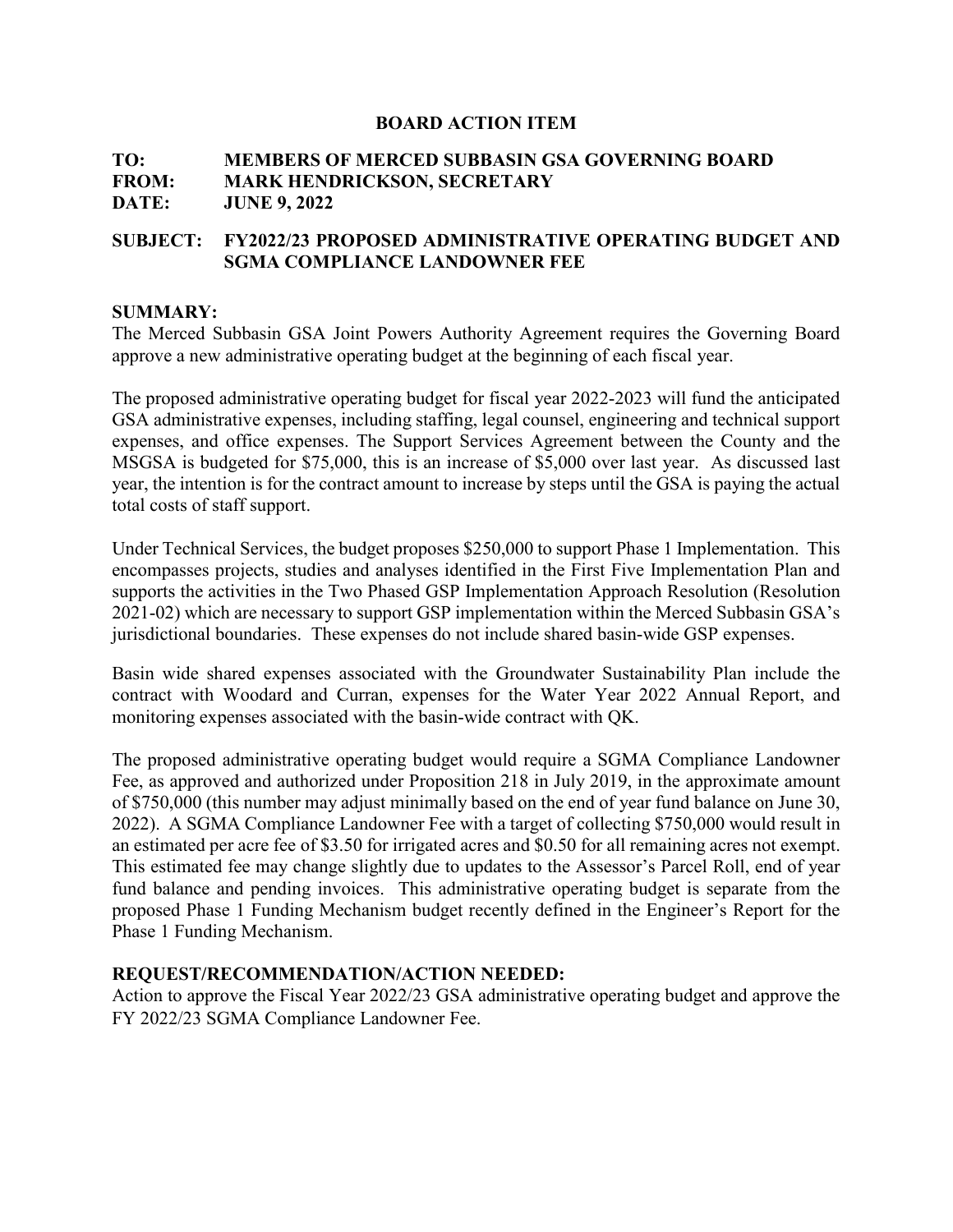**BOARD ACTION ITEM**

**TO:** **MEMBERS OF MERCED SUBBASIN GSA GOVERNING BOARD**
**FROM:** **MARK HENDRICKSON, SECRETARY**
**DATE:** **JUNE 9, 2022**

**SUBJECT: FY2022/23 PROPOSED ADMINISTRATIVE OPERATING BUDGET AND SGMA COMPLIANCE LANDOWNER FEE**

**SUMMARY:**

The Merced Subbasin GSA Joint Powers Authority Agreement requires the Governing Board approve a new administrative operating budget at the beginning of each fiscal year.

The proposed administrative operating budget for fiscal year 2022-2023 will fund the anticipated GSA administrative expenses, including staffing, legal counsel, engineering and technical support expenses, and office expenses. The Support Services Agreement between the County and the MSGSA is budgeted for $75,000, this is an increase of $5,000 over last year. As discussed last year, the intention is for the contract amount to increase by steps until the GSA is paying the actual total costs of staff support.

Under Technical Services, the budget proposes $250,000 to support Phase 1 Implementation. This encompasses projects, studies and analyses identified in the First Five Implementation Plan and supports the activities in the Two Phased GSP Implementation Approach Resolution (Resolution 2021-02) which are necessary to support GSP implementation within the Merced Subbasin GSA's jurisdictional boundaries. These expenses do not include shared basin-wide GSP expenses.

Basin wide shared expenses associated with the Groundwater Sustainability Plan include the contract with Woodard and Curran, expenses for the Water Year 2022 Annual Report, and monitoring expenses associated with the basin-wide contract with QK.

The proposed administrative operating budget would require a SGMA Compliance Landowner Fee, as approved and authorized under Proposition 218 in July 2019, in the approximate amount of $750,000 (this number may adjust minimally based on the end of year fund balance on June 30, 2022). A SGMA Compliance Landowner Fee with a target of collecting $750,000 would result in an estimated per acre fee of $3.50 for irrigated acres and $0.50 for all remaining acres not exempt. This estimated fee may change slightly due to updates to the Assessor's Parcel Roll, end of year fund balance and pending invoices. This administrative operating budget is separate from the proposed Phase 1 Funding Mechanism budget recently defined in the Engineer's Report for the Phase 1 Funding Mechanism.

**REQUEST/RECOMMENDATION/ACTION NEEDED:**

Action to approve the Fiscal Year 2022/23 GSA administrative operating budget and approve the FY 2022/23 SGMA Compliance Landowner Fee.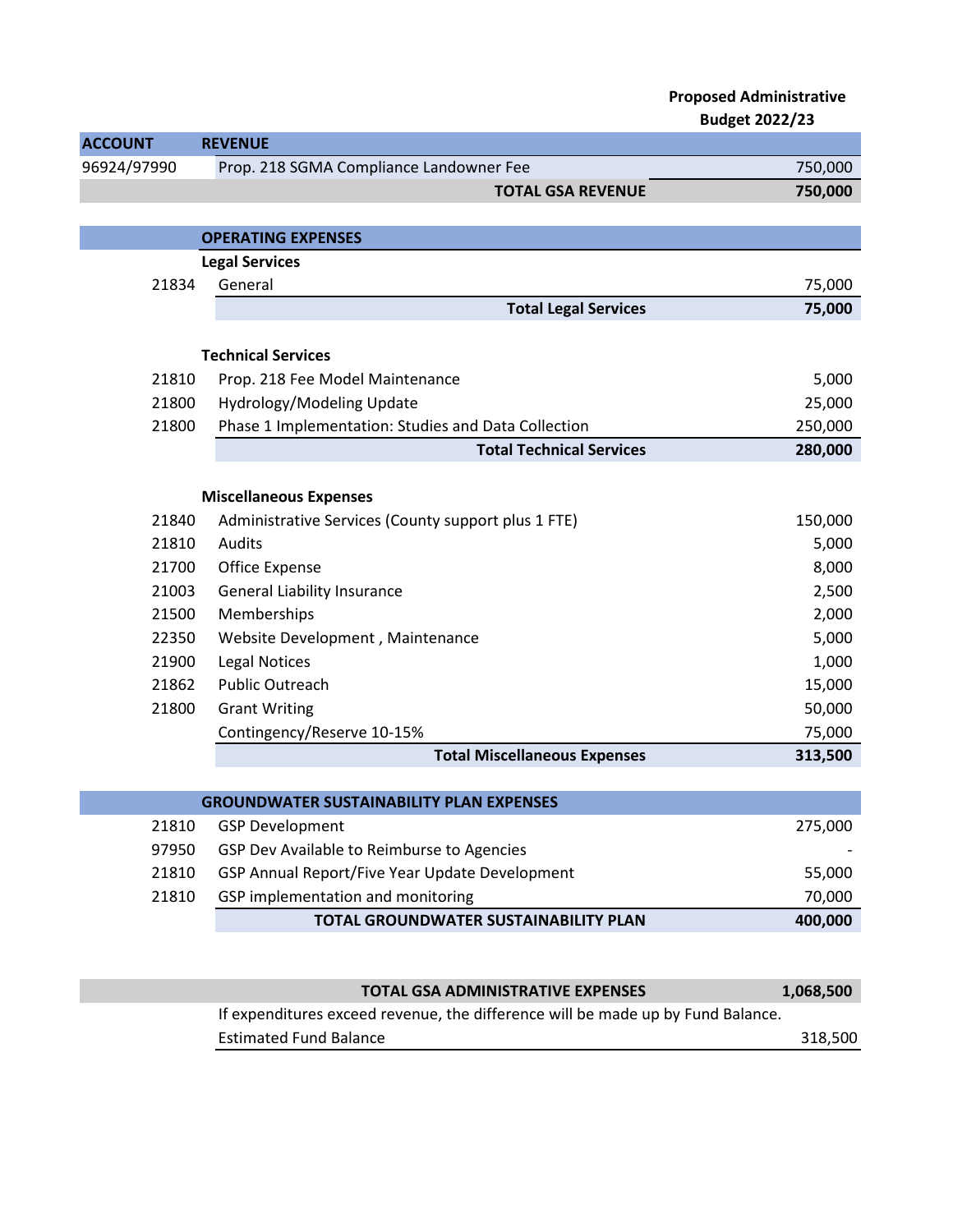**Proposed Administrative Budget 2022/23**

| ACCOUNT | REVENUE | |
|---|---|---|
| 96924/97990 | Prop. 218 SGMA Compliance Landowner Fee | 750,000 |
| | **TOTAL GSA REVENUE** | **750,000** |
| | | |
| | **OPERATING EXPENSES** | |
| | **Legal Services** | |
| 21834 | General | 75,000 |
| | **Total Legal Services** | **75,000** |
| | | |
| | **Technical Services** | |
| 21810 | Prop. 218 Fee Model Maintenance | 5,000 |
| 21800 | Hydrology/Modeling Update | 25,000 |
| 21800 | Phase 1 Implementation: Studies and Data Collection | 250,000 |
| | **Total Technical Services** | **280,000** |
| | | |
| | **Miscellaneous Expenses** | |
| 21840 | Administrative Services (County support plus 1 FTE) | 150,000 |
| 21810 | Audits | 5,000 |
| 21700 | Office Expense | 8,000 |
| 21003 | General Liability Insurance | 2,500 |
| 21500 | Memberships | 2,000 |
| 22350 | Website Development , Maintenance | 5,000 |
| 21900 | Legal Notices | 1,000 |
| 21862 | Public Outreach | 15,000 |
| 21800 | Grant Writing | 50,000 |
| | Contingency/Reserve 10-15% | 75,000 |
| | **Total Miscellaneous Expenses** | **313,500** |
| | | |
| | **GROUNDWATER SUSTAINABILITY PLAN EXPENSES** | |
| 21810 | GSP Development | 275,000 |
| 97950 | GSP Dev Available to Reimburse to Agencies | - |
| 21810 | GSP Annual Report/Five Year Update Development | 55,000 |
| 21810 | GSP implementation and monitoring | 70,000 |
| | **TOTAL GROUNDWATER SUSTAINABILITY PLAN** | **400,000** |
| | | |
| | **TOTAL GSA ADMINISTRATIVE EXPENSES** | **1,068,500** |
| | If expenditures exceed revenue, the difference will be made up by Fund Balance. | |
| | Estimated Fund Balance | 318,500 |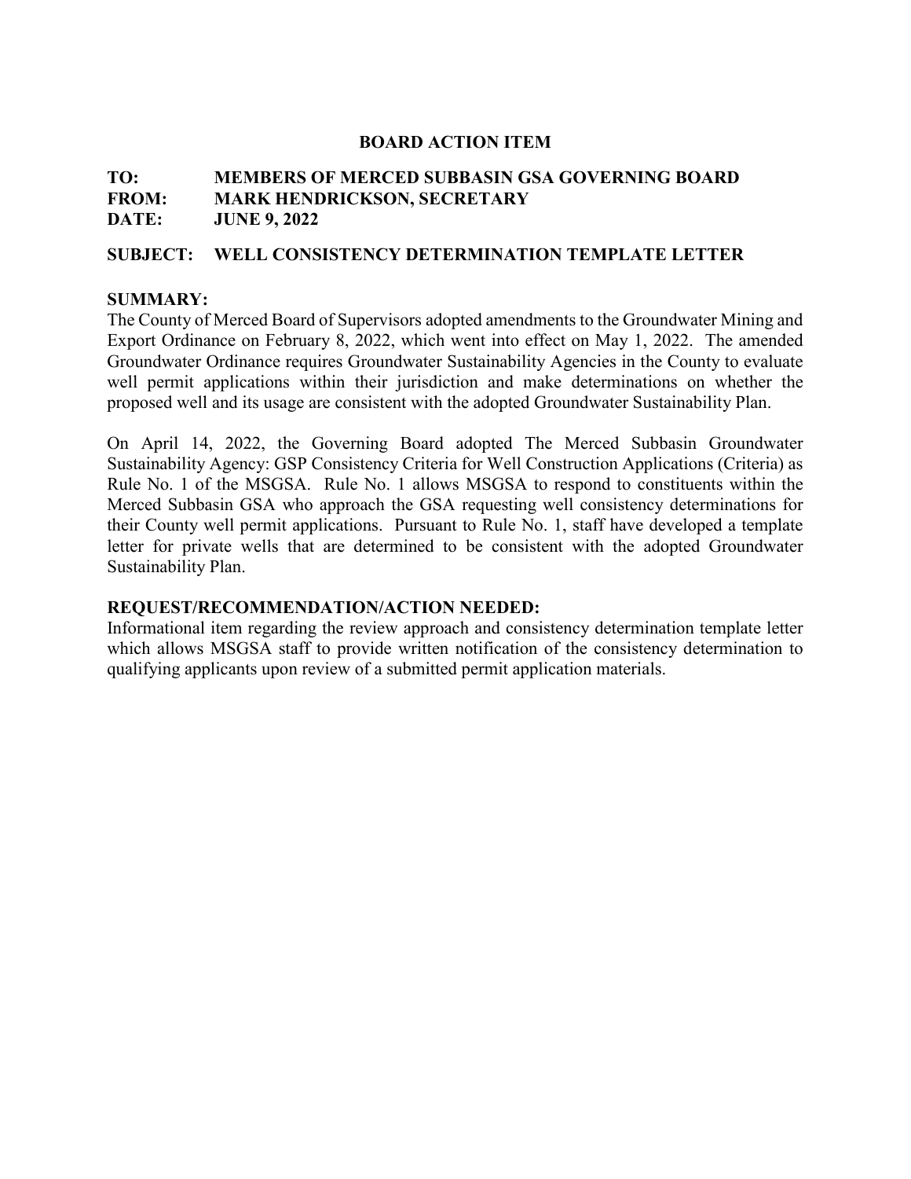**BOARD ACTION ITEM**

**TO:** **MEMBERS OF MERCED SUBBASIN GSA GOVERNING BOARD**
**FROM:** **MARK HENDRICKSON, SECRETARY**
**DATE:** **JUNE 9, 2022**

**SUBJECT: WELL CONSISTENCY DETERMINATION TEMPLATE LETTER**

**SUMMARY:**

The County of Merced Board of Supervisors adopted amendments to the Groundwater Mining and Export Ordinance on February 8, 2022, which went into effect on May 1, 2022. The amended Groundwater Ordinance requires Groundwater Sustainability Agencies in the County to evaluate well permit applications within their jurisdiction and make determinations on whether the proposed well and its usage are consistent with the adopted Groundwater Sustainability Plan.

On April 14, 2022, the Governing Board adopted The Merced Subbasin Groundwater Sustainability Agency: GSP Consistency Criteria for Well Construction Applications (Criteria) as Rule No. 1 of the MSGSA. Rule No. 1 allows MSGSA to respond to constituents within the Merced Subbasin GSA who approach the GSA requesting well consistency determinations for their County well permit applications. Pursuant to Rule No. 1, staff have developed a template letter for private wells that are determined to be consistent with the adopted Groundwater Sustainability Plan.

**REQUEST/RECOMMENDATION/ACTION NEEDED:**

Informational item regarding the review approach and consistency determination template letter which allows MSGSA staff to provide written notification of the consistency determination to qualifying applicants upon review of a submitted permit application materials.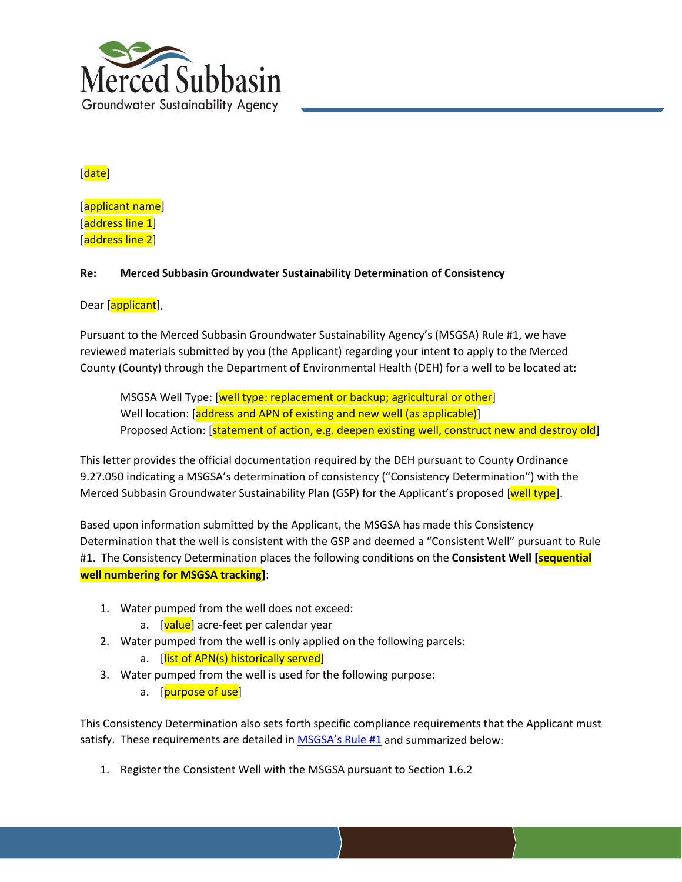Merced Subbasin
Groundwater Sustainability Agency

[date]

[applicant name]
[address line 1]
[address line 2]

**Re: Merced Subbasin Groundwater Sustainability Determination of Consistency**

Dear [applicant],

Pursuant to the Merced Subbasin Groundwater Sustainability Agency's (MSGSA) Rule #1, we have reviewed materials submitted by you (the Applicant) regarding your intent to apply to the Merced County (County) through the Department of Environmental Health (DEH) for a well to be located at:

> MSGSA Well Type: [well type: replacement or backup; agricultural or other]
> Well location: [address and APN of existing and new well (as applicable)]
> Proposed Action: [statement of action, e.g. deepen existing well, construct new and destroy old]

This letter provides the official documentation required by the DEH pursuant to County Ordinance 9.27.050 indicating a MSGSA's determination of consistency ("Consistency Determination") with the Merced Subbasin Groundwater Sustainability Plan (GSP) for the Applicant's proposed [well type].

Based upon information submitted by the Applicant, the MSGSA has made this Consistency Determination that the well is consistent with the GSP and deemed a "Consistent Well" pursuant to Rule #1. The Consistency Determination places the following conditions on the **Consistent Well [sequential well numbering for MSGSA tracking]**:

1. Water pumped from the well does not exceed:
   a. [value] acre-feet per calendar year
2. Water pumped from the well is only applied on the following parcels:
   a. [list of APN(s) historically served]
3. Water pumped from the well is used for the following purpose:
   a. [purpose of use]

This Consistency Determination also sets forth specific compliance requirements that the Applicant must satisfy. These requirements are detailed in MSGSA's Rule #1 and summarized below:

1. Register the Consistent Well with the MSGSA pursuant to Section 1.6.2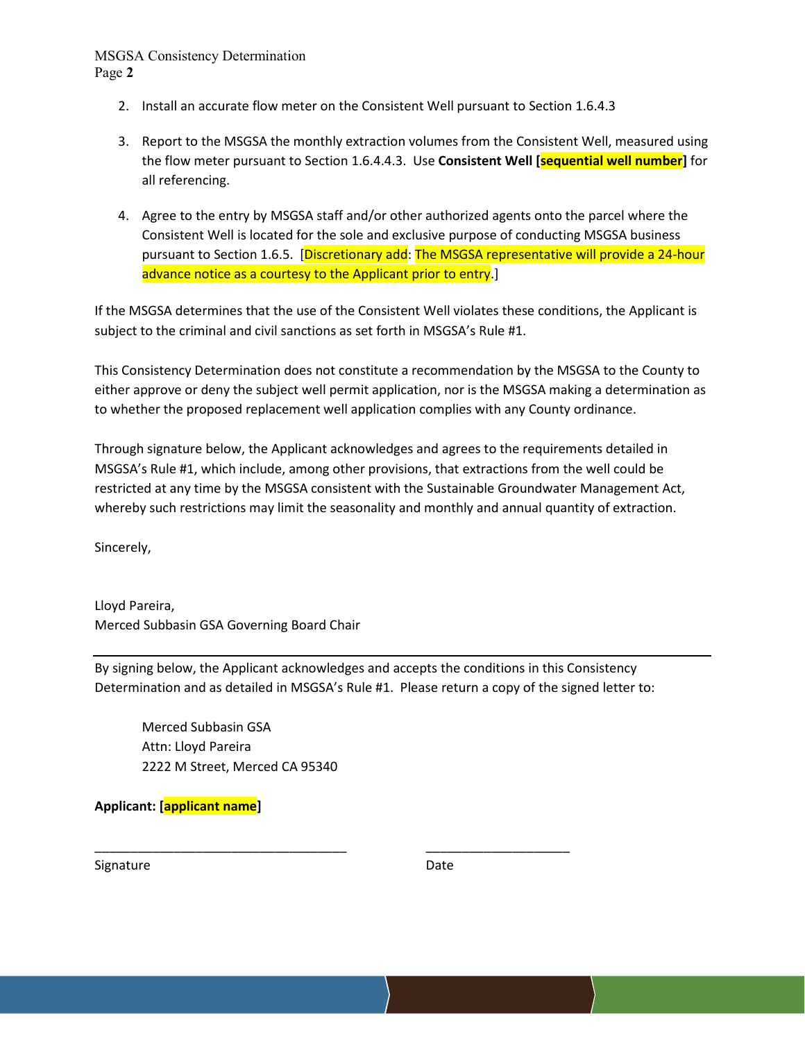2. Install an accurate flow meter on the Consistent Well pursuant to Section 1.6.4.3

3. Report to the MSGSA the monthly extraction volumes from the Consistent Well, measured using the flow meter pursuant to Section 1.6.4.4.3. Use **Consistent Well [sequential well number]** for all referencing.

4. Agree to the entry by MSGSA staff and/or other authorized agents onto the parcel where the Consistent Well is located for the sole and exclusive purpose of conducting MSGSA business pursuant to Section 1.6.5. [Discretionary add: The MSGSA representative will provide a 24-hour advance notice as a courtesy to the Applicant prior to entry.]

If the MSGSA determines that the use of the Consistent Well violates these conditions, the Applicant is subject to the criminal and civil sanctions as set forth in MSGSA's Rule #1.

This Consistency Determination does not constitute a recommendation by the MSGSA to the County to either approve or deny the subject well permit application, nor is the MSGSA making a determination as to whether the proposed replacement well application complies with any County ordinance.

Through signature below, the Applicant acknowledges and agrees to the requirements detailed in MSGSA's Rule #1, which include, among other provisions, that extractions from the well could be restricted at any time by the MSGSA consistent with the Sustainable Groundwater Management Act, whereby such restrictions may limit the seasonality and monthly and annual quantity of extraction.

Sincerely,

Lloyd Pareira,
Merced Subbasin GSA Governing Board Chair

---

By signing below, the Applicant acknowledges and accepts the conditions in this Consistency Determination and as detailed in MSGSA's Rule #1. Please return a copy of the signed letter to:

Merced Subbasin GSA
Attn: Lloyd Pareira
2222 M Street, Merced CA 95340

**Applicant: [applicant name]**

_____________________________________ _____________________

Signature Date